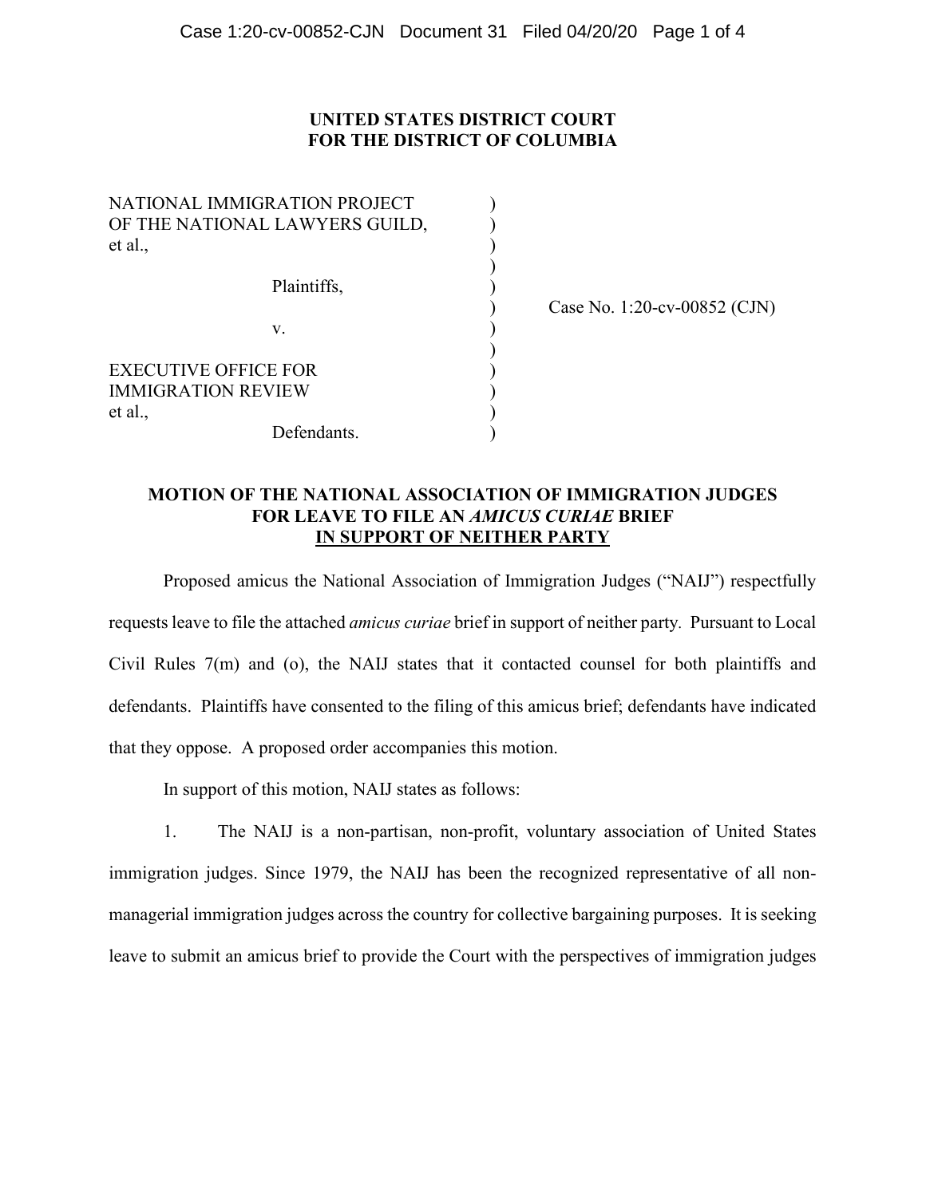**UNITED STATES DISTRICT COURT**
**FOR THE DISTRICT OF COLUMBIA**

| | | |
|---|---|---|
| NATIONAL IMMIGRATION PROJECT OF THE NATIONAL LAWYERS GUILD, et al., | ) | |
| Plaintiffs, | ) | |
| v. | ) | Case No. 1:20-cv-00852 (CJN) |
| EXECUTIVE OFFICE FOR IMMIGRATION REVIEW et al., | ) | |
| Defendants. | ) | |

**MOTION OF THE NATIONAL ASSOCIATION OF IMMIGRATION JUDGES FOR LEAVE TO FILE AN *AMICUS CURIAE* BRIEF IN SUPPORT OF NEITHER PARTY**

Proposed amicus the National Association of Immigration Judges ("NAIJ") respectfully requests leave to file the attached *amicus curiae* brief in support of neither party. Pursuant to Local Civil Rules 7(m) and (o), the NAIJ states that it contacted counsel for both plaintiffs and defendants. Plaintiffs have consented to the filing of this amicus brief; defendants have indicated that they oppose. A proposed order accompanies this motion.

In support of this motion, NAIJ states as follows:

1. The NAIJ is a non-partisan, non-profit, voluntary association of United States immigration judges. Since 1979, the NAIJ has been the recognized representative of all non-managerial immigration judges across the country for collective bargaining purposes. It is seeking leave to submit an amicus brief to provide the Court with the perspectives of immigration judges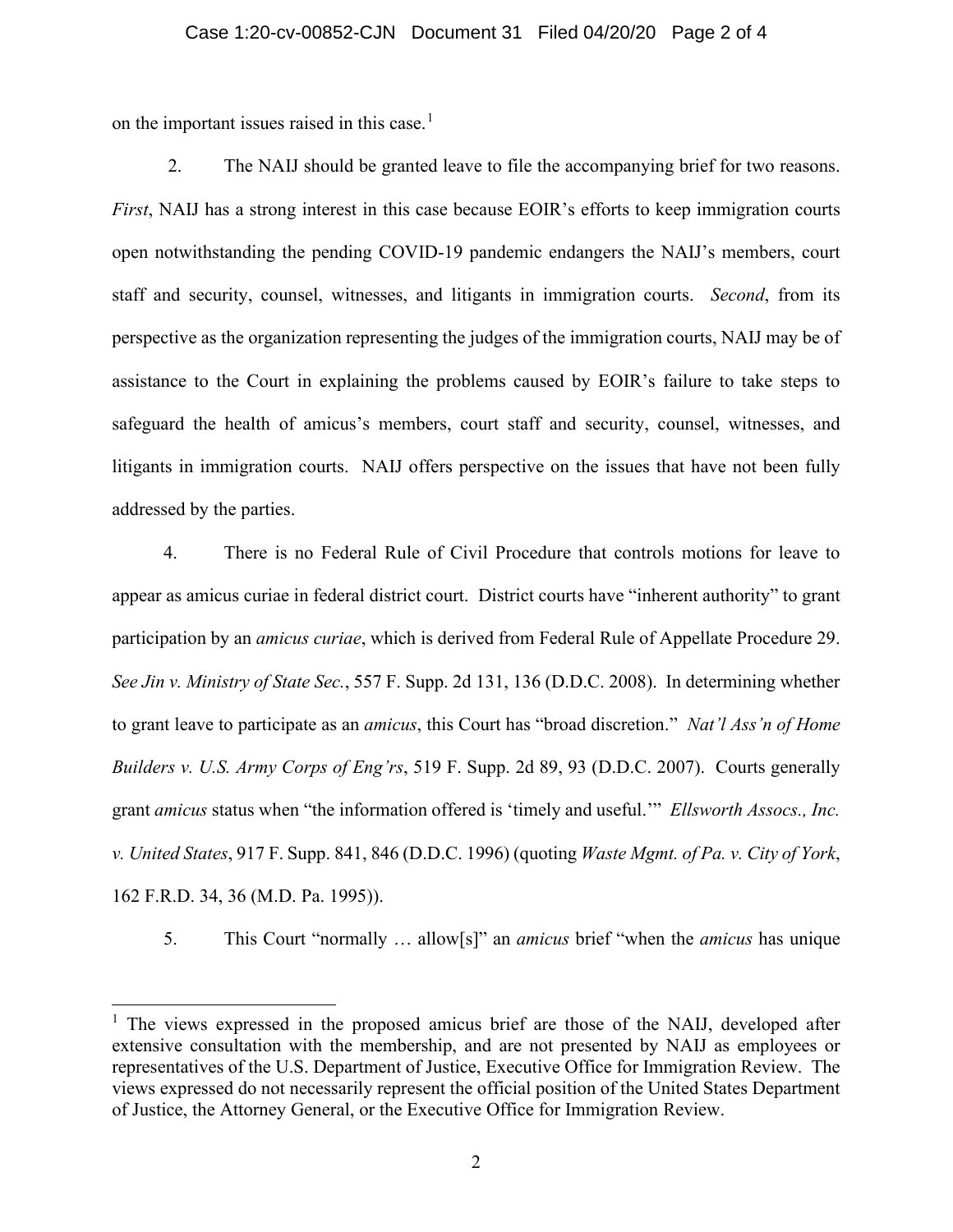on the important issues raised in this case.[1]

2. The NAIJ should be granted leave to file the accompanying brief for two reasons. *First*, NAIJ has a strong interest in this case because EOIR's efforts to keep immigration courts open notwithstanding the pending COVID-19 pandemic endangers the NAIJ's members, court staff and security, counsel, witnesses, and litigants in immigration courts. *Second*, from its perspective as the organization representing the judges of the immigration courts, NAIJ may be of assistance to the Court in explaining the problems caused by EOIR's failure to take steps to safeguard the health of amicus's members, court staff and security, counsel, witnesses, and litigants in immigration courts. NAIJ offers perspective on the issues that have not been fully addressed by the parties.

4. There is no Federal Rule of Civil Procedure that controls motions for leave to appear as amicus curiae in federal district court. District courts have "inherent authority" to grant participation by an *amicus curiae*, which is derived from Federal Rule of Appellate Procedure 29. *See Jin v. Ministry of State Sec.*, 557 F. Supp. 2d 131, 136 (D.D.C. 2008). In determining whether to grant leave to participate as an *amicus*, this Court has "broad discretion." *Nat'l Ass'n of Home Builders v. U.S. Army Corps of Eng'rs*, 519 F. Supp. 2d 89, 93 (D.D.C. 2007). Courts generally grant *amicus* status when "the information offered is 'timely and useful.'" *Ellsworth Assocs., Inc. v. United States*, 917 F. Supp. 841, 846 (D.D.C. 1996) (quoting *Waste Mgmt. of Pa. v. City of York*, 162 F.R.D. 34, 36 (M.D. Pa. 1995)).

5. This Court "normally … allow[s]" an *amicus* brief "when the *amicus* has unique

---

[1] The views expressed in the proposed amicus brief are those of the NAIJ, developed after extensive consultation with the membership, and are not presented by NAIJ as employees or representatives of the U.S. Department of Justice, Executive Office for Immigration Review. The views expressed do not necessarily represent the official position of the United States Department of Justice, the Attorney General, or the Executive Office for Immigration Review.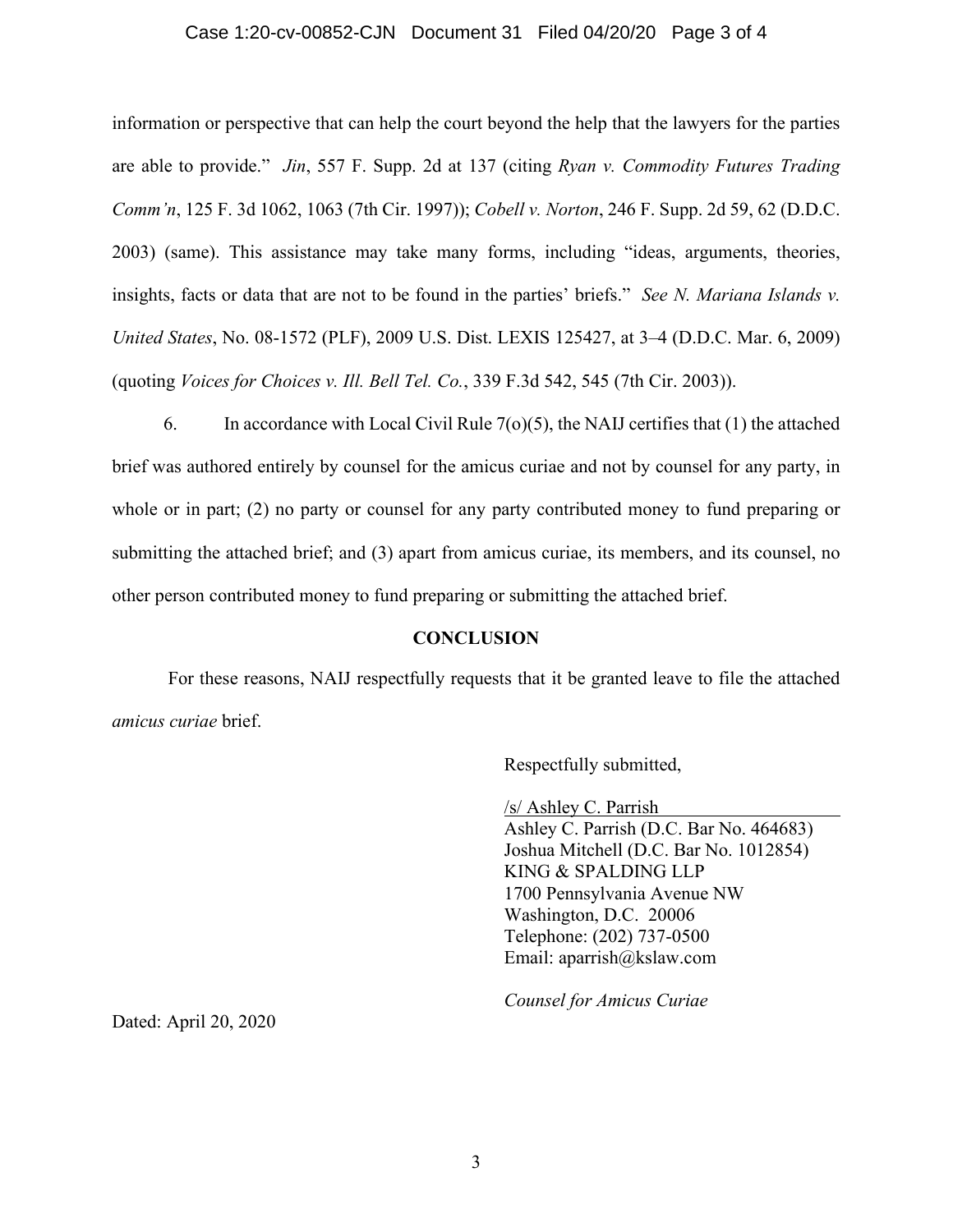information or perspective that can help the court beyond the help that the lawyers for the parties are able to provide." *Jin*, 557 F. Supp. 2d at 137 (citing *Ryan v. Commodity Futures Trading Comm'n*, 125 F. 3d 1062, 1063 (7th Cir. 1997)); *Cobell v. Norton*, 246 F. Supp. 2d 59, 62 (D.D.C. 2003) (same). This assistance may take many forms, including "ideas, arguments, theories, insights, facts or data that are not to be found in the parties' briefs." *See N. Mariana Islands v. United States*, No. 08-1572 (PLF), 2009 U.S. Dist. LEXIS 125427, at 3–4 (D.D.C. Mar. 6, 2009) (quoting *Voices for Choices v. Ill. Bell Tel. Co.*, 339 F.3d 542, 545 (7th Cir. 2003)).

6. In accordance with Local Civil Rule 7(o)(5), the NAIJ certifies that (1) the attached brief was authored entirely by counsel for the amicus curiae and not by counsel for any party, in whole or in part; (2) no party or counsel for any party contributed money to fund preparing or submitting the attached brief; and (3) apart from amicus curiae, its members, and its counsel, no other person contributed money to fund preparing or submitting the attached brief.

**CONCLUSION**

For these reasons, NAIJ respectfully requests that it be granted leave to file the attached *amicus curiae* brief.

Respectfully submitted,

/s/ Ashley C. Parrish
Ashley C. Parrish (D.C. Bar No. 464683)
Joshua Mitchell (D.C. Bar No. 1012854)
KING & SPALDING LLP
1700 Pennsylvania Avenue NW
Washington, D.C. 20006
Telephone: (202) 737-0500
Email: aparrish@kslaw.com

*Counsel for Amicus Curiae*

Dated: April 20, 2020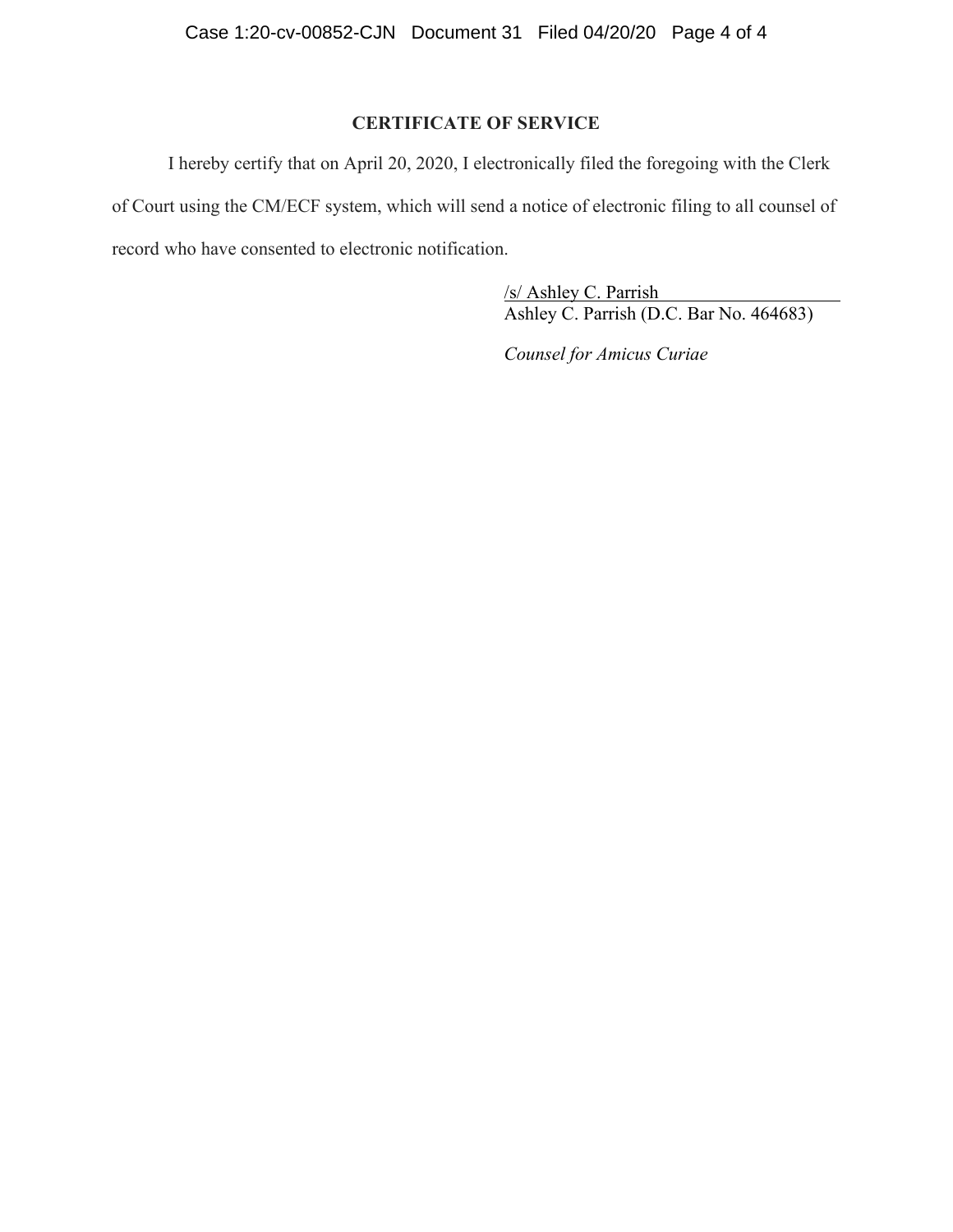## CERTIFICATE OF SERVICE

I hereby certify that on April 20, 2020, I electronically filed the foregoing with the Clerk of Court using the CM/ECF system, which will send a notice of electronic filing to all counsel of record who have consented to electronic notification.

/s/ Ashley C. Parrish
Ashley C. Parrish (D.C. Bar No. 464683)

*Counsel for Amicus Curiae*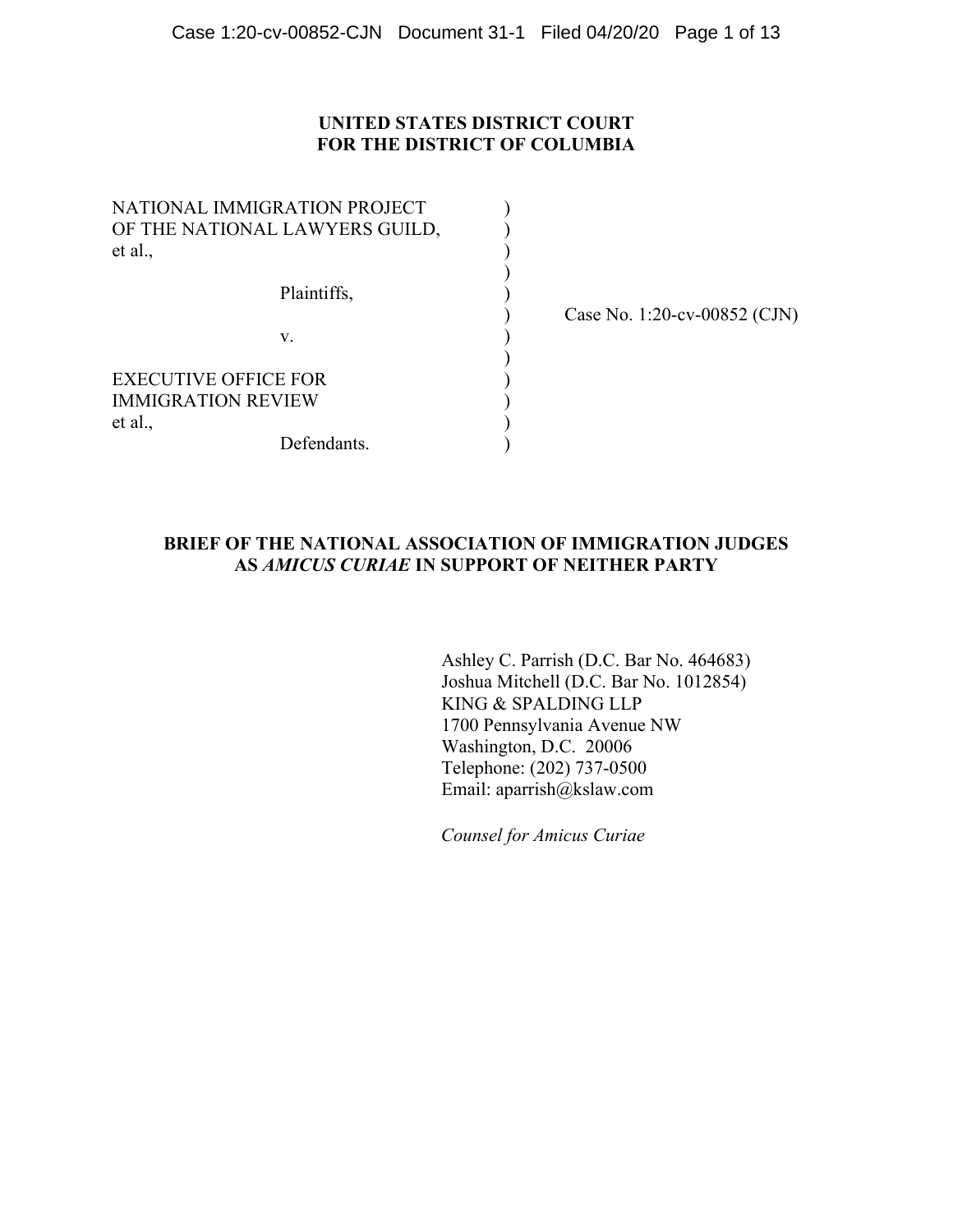# UNITED STATES DISTRICT COURT
# FOR THE DISTRICT OF COLUMBIA

| | | |
|---|---|---|
| NATIONAL IMMIGRATION PROJECT OF THE NATIONAL LAWYERS GUILD, et al., | ) | |
| Plaintiffs, | ) | Case No. 1:20-cv-00852 (CJN) |
| v. | ) | |
| EXECUTIVE OFFICE FOR IMMIGRATION REVIEW et al., | ) | |
| Defendants. | ) | |

## BRIEF OF THE NATIONAL ASSOCIATION OF IMMIGRATION JUDGES AS *AMICUS CURIAE* IN SUPPORT OF NEITHER PARTY

Ashley C. Parrish (D.C. Bar No. 464683)
Joshua Mitchell (D.C. Bar No. 1012854)
KING & SPALDING LLP
1700 Pennsylvania Avenue NW
Washington, D.C. 20006
Telephone: (202) 737-0500
Email: aparrish@kslaw.com

*Counsel for Amicus Curiae*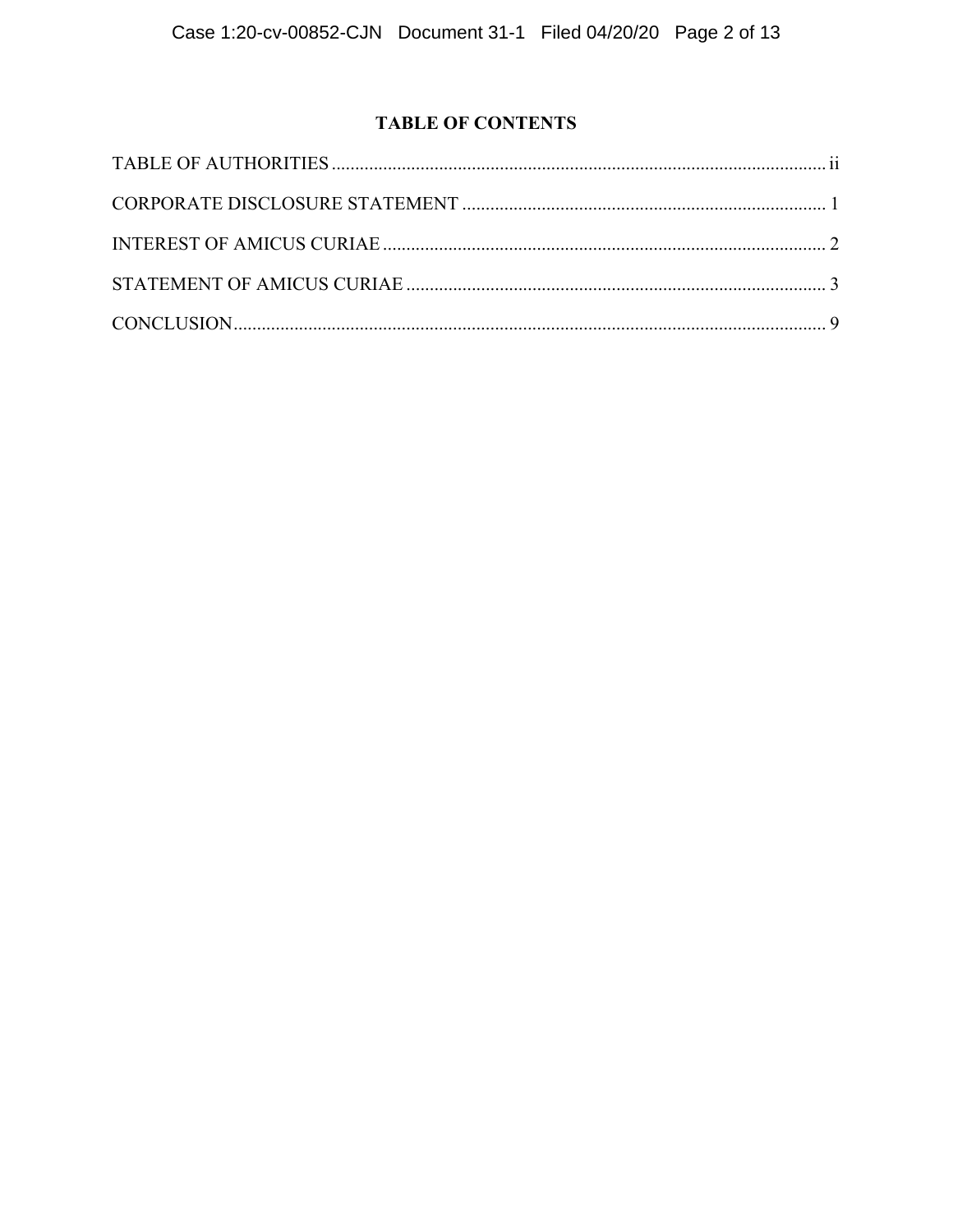# TABLE OF CONTENTS

TABLE OF AUTHORITIES .......... ii

CORPORATE DISCLOSURE STATEMENT .......... 1

INTEREST OF AMICUS CURIAE .......... 2

STATEMENT OF AMICUS CURIAE .......... 3

CONCLUSION .......... 9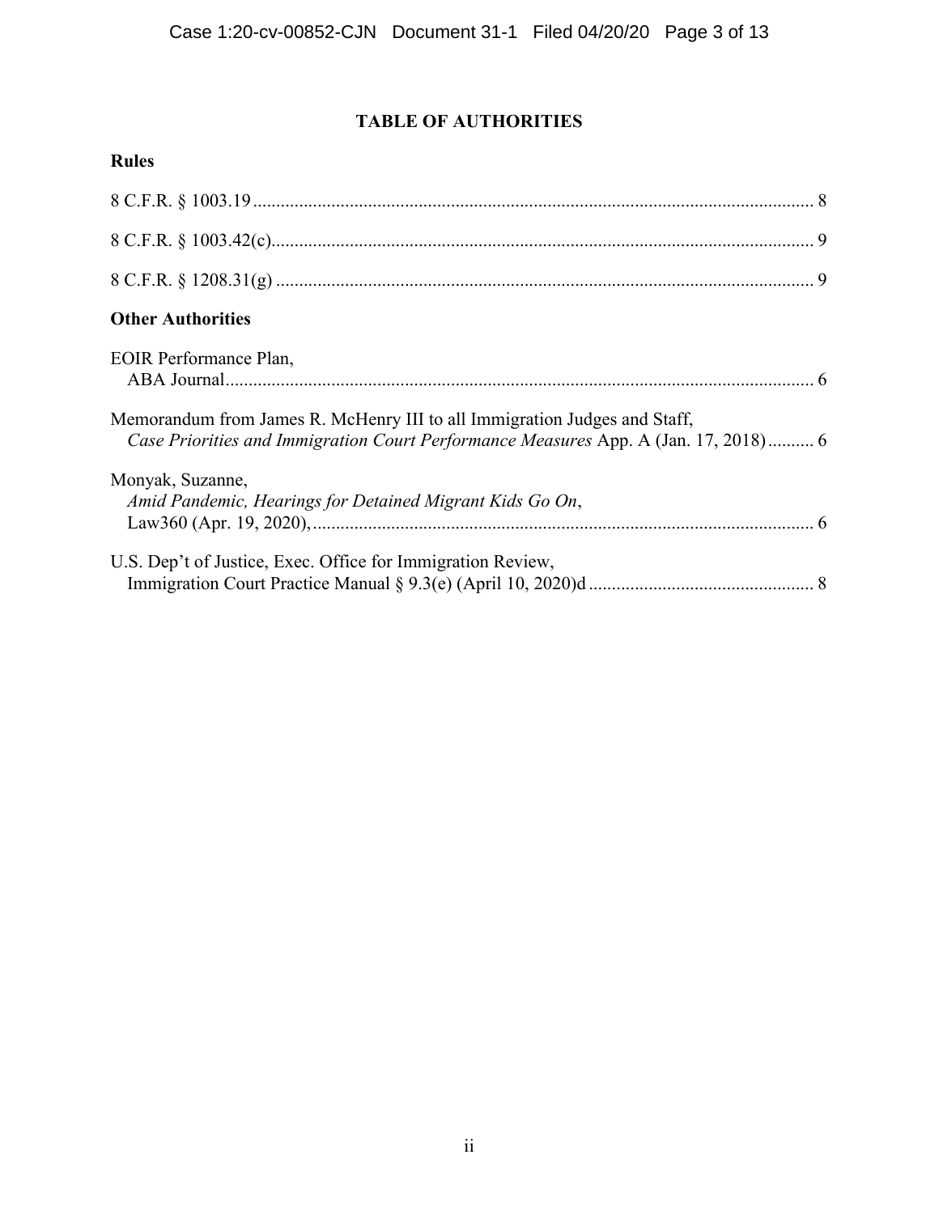# TABLE OF AUTHORITIES

## Rules

8 C.F.R. § 1003.19 ........................................................................................................................ 8

8 C.F.R. § 1003.42(c)...................................................................................................................... 9

8 C.F.R. § 1208.31(g) .................................................................................................................... 9

## Other Authorities

EOIR Performance Plan,
ABA Journal............................................................................................................................. 6

Memorandum from James R. McHenry III to all Immigration Judges and Staff,
*Case Priorities and Immigration Court Performance Measures* App. A (Jan. 17, 2018).......... 6

Monyak, Suzanne,
*Amid Pandemic, Hearings for Detained Migrant Kids Go On*,
Law360 (Apr. 19, 2020),............................................................................................................ 6

U.S. Dep't of Justice, Exec. Office for Immigration Review,
Immigration Court Practice Manual § 9.3(e) (April 10, 2020)d ................................................ 8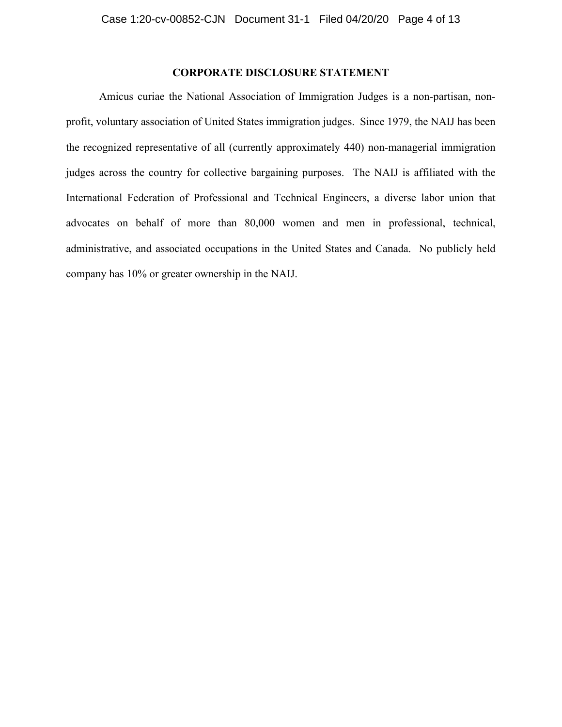## CORPORATE DISCLOSURE STATEMENT

Amicus curiae the National Association of Immigration Judges is a non-partisan, non-profit, voluntary association of United States immigration judges. Since 1979, the NAIJ has been the recognized representative of all (currently approximately 440) non-managerial immigration judges across the country for collective bargaining purposes. The NAIJ is affiliated with the International Federation of Professional and Technical Engineers, a diverse labor union that advocates on behalf of more than 80,000 women and men in professional, technical, administrative, and associated occupations in the United States and Canada. No publicly held company has 10% or greater ownership in the NAIJ.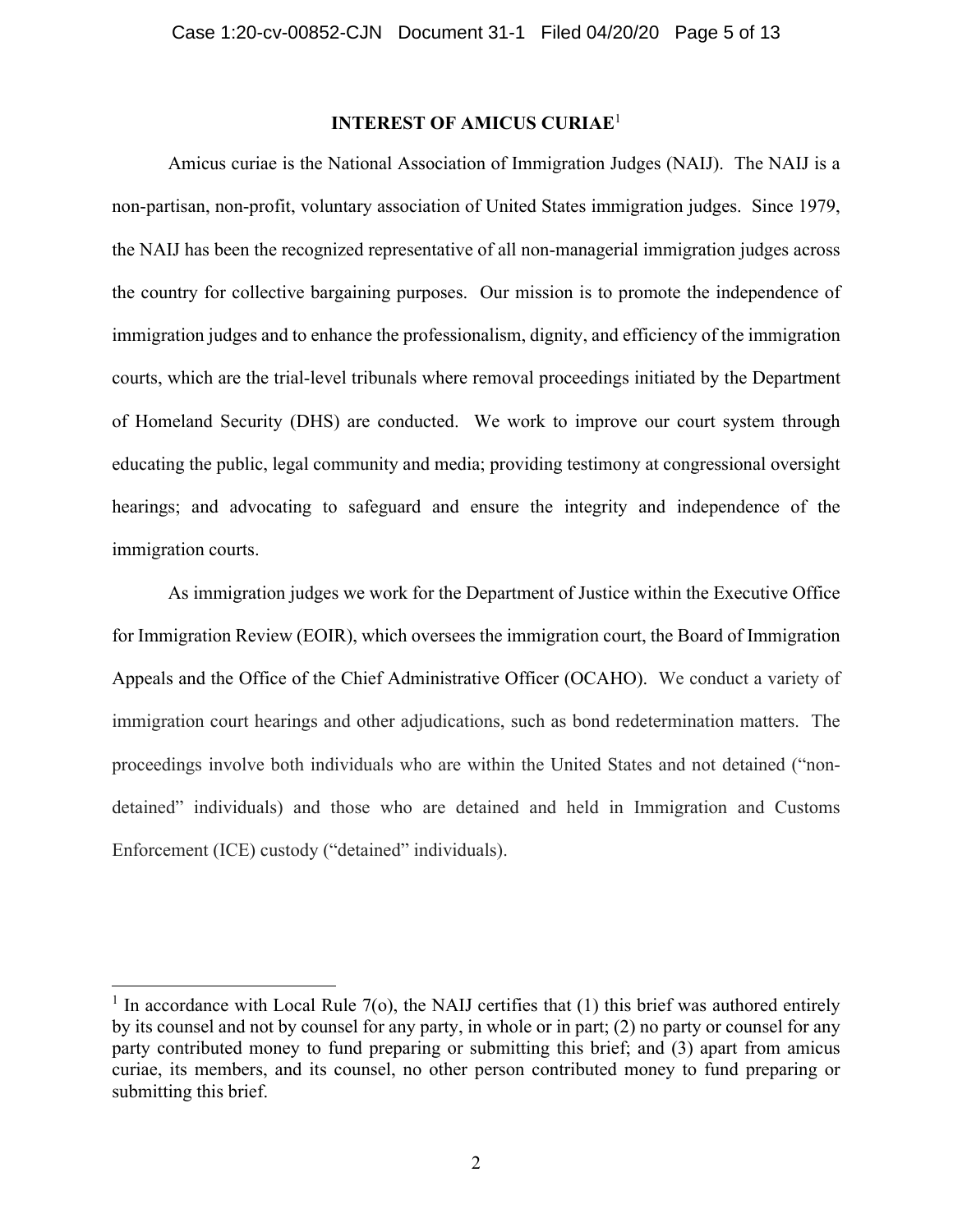## INTEREST OF AMICUS CURIAE[1]

Amicus curiae is the National Association of Immigration Judges (NAIJ). The NAIJ is a non-partisan, non-profit, voluntary association of United States immigration judges. Since 1979, the NAIJ has been the recognized representative of all non-managerial immigration judges across the country for collective bargaining purposes. Our mission is to promote the independence of immigration judges and to enhance the professionalism, dignity, and efficiency of the immigration courts, which are the trial-level tribunals where removal proceedings initiated by the Department of Homeland Security (DHS) are conducted. We work to improve our court system through educating the public, legal community and media; providing testimony at congressional oversight hearings; and advocating to safeguard and ensure the integrity and independence of the immigration courts.

As immigration judges we work for the Department of Justice within the Executive Office for Immigration Review (EOIR), which oversees the immigration court, the Board of Immigration Appeals and the Office of the Chief Administrative Officer (OCAHO). We conduct a variety of immigration court hearings and other adjudications, such as bond redetermination matters. The proceedings involve both individuals who are within the United States and not detained ("non-detained" individuals) and those who are detained and held in Immigration and Customs Enforcement (ICE) custody ("detained" individuals).

---

[1] In accordance with Local Rule 7(o), the NAIJ certifies that (1) this brief was authored entirely by its counsel and not by counsel for any party, in whole or in part; (2) no party or counsel for any party contributed money to fund preparing or submitting this brief; and (3) apart from amicus curiae, its members, and its counsel, no other person contributed money to fund preparing or submitting this brief.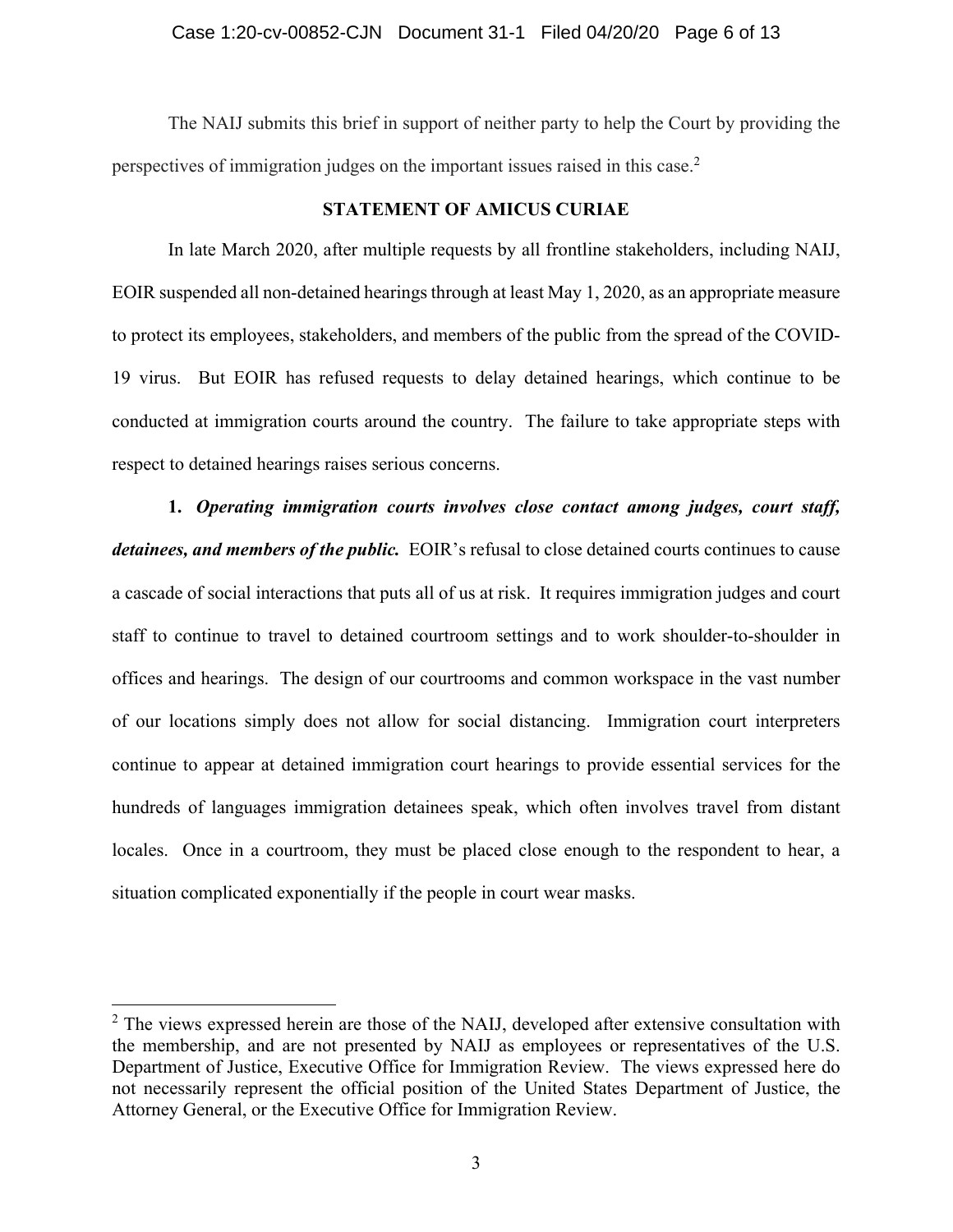The NAIJ submits this brief in support of neither party to help the Court by providing the perspectives of immigration judges on the important issues raised in this case.[2]

## STATEMENT OF AMICUS CURIAE

In late March 2020, after multiple requests by all frontline stakeholders, including NAIJ, EOIR suspended all non-detained hearings through at least May 1, 2020, as an appropriate measure to protect its employees, stakeholders, and members of the public from the spread of the COVID-19 virus. But EOIR has refused requests to delay detained hearings, which continue to be conducted at immigration courts around the country. The failure to take appropriate steps with respect to detained hearings raises serious concerns.

**1.** ***Operating immigration courts involves close contact among judges, court staff, detainees, and members of the public.*** EOIR's refusal to close detained courts continues to cause a cascade of social interactions that puts all of us at risk. It requires immigration judges and court staff to continue to travel to detained courtroom settings and to work shoulder-to-shoulder in offices and hearings. The design of our courtrooms and common workspace in the vast number of our locations simply does not allow for social distancing. Immigration court interpreters continue to appear at detained immigration court hearings to provide essential services for the hundreds of languages immigration detainees speak, which often involves travel from distant locales. Once in a courtroom, they must be placed close enough to the respondent to hear, a situation complicated exponentially if the people in court wear masks.

---

[2] The views expressed herein are those of the NAIJ, developed after extensive consultation with the membership, and are not presented by NAIJ as employees or representatives of the U.S. Department of Justice, Executive Office for Immigration Review. The views expressed here do not necessarily represent the official position of the United States Department of Justice, the Attorney General, or the Executive Office for Immigration Review.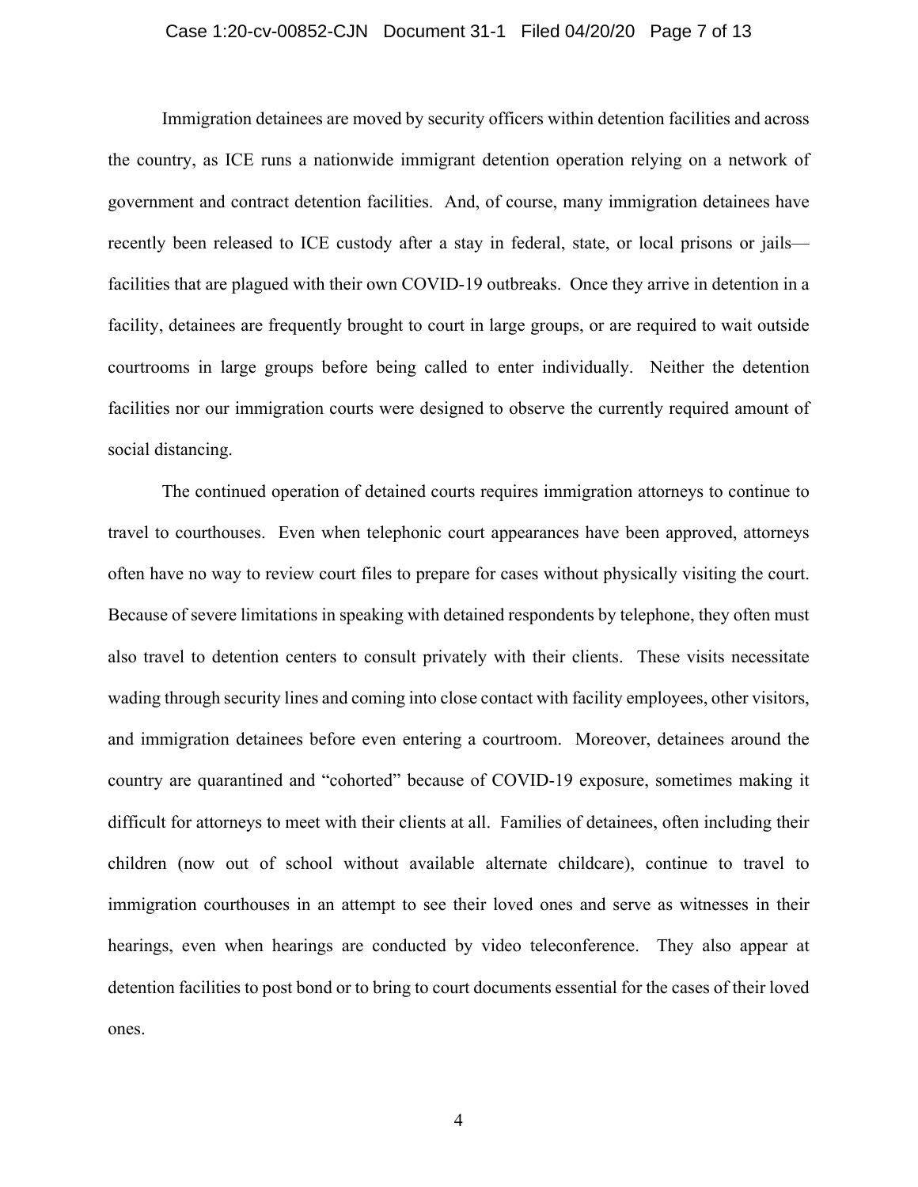Immigration detainees are moved by security officers within detention facilities and across the country, as ICE runs a nationwide immigrant detention operation relying on a network of government and contract detention facilities. And, of course, many immigration detainees have recently been released to ICE custody after a stay in federal, state, or local prisons or jails—facilities that are plagued with their own COVID-19 outbreaks. Once they arrive in detention in a facility, detainees are frequently brought to court in large groups, or are required to wait outside courtrooms in large groups before being called to enter individually. Neither the detention facilities nor our immigration courts were designed to observe the currently required amount of social distancing.

The continued operation of detained courts requires immigration attorneys to continue to travel to courthouses. Even when telephonic court appearances have been approved, attorneys often have no way to review court files to prepare for cases without physically visiting the court. Because of severe limitations in speaking with detained respondents by telephone, they often must also travel to detention centers to consult privately with their clients. These visits necessitate wading through security lines and coming into close contact with facility employees, other visitors, and immigration detainees before even entering a courtroom. Moreover, detainees around the country are quarantined and "cohorted" because of COVID-19 exposure, sometimes making it difficult for attorneys to meet with their clients at all. Families of detainees, often including their children (now out of school without available alternate childcare), continue to travel to immigration courthouses in an attempt to see their loved ones and serve as witnesses in their hearings, even when hearings are conducted by video teleconference. They also appear at detention facilities to post bond or to bring to court documents essential for the cases of their loved ones.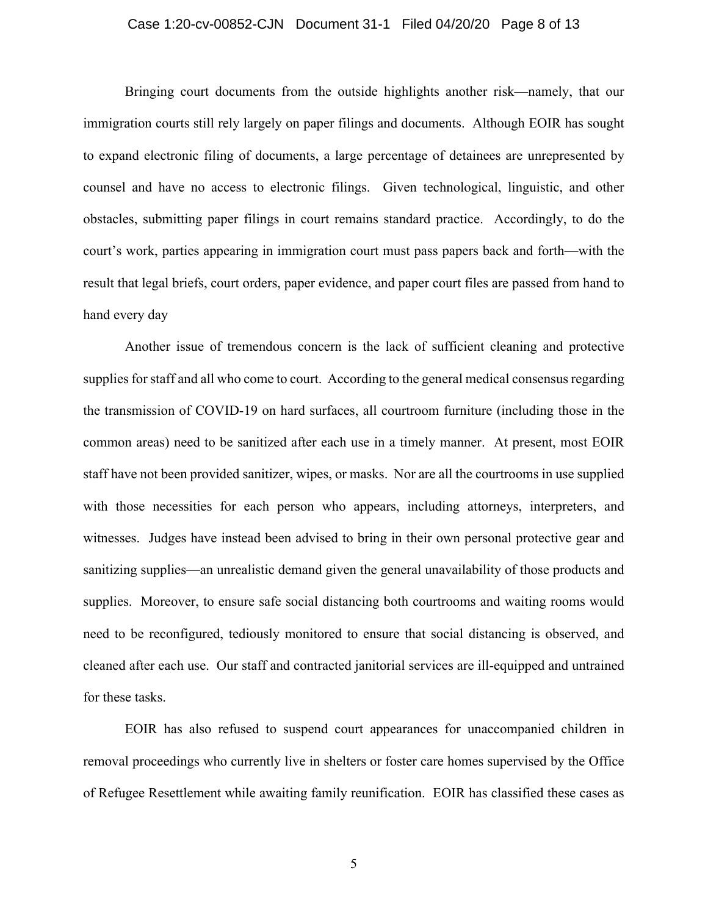Bringing court documents from the outside highlights another risk—namely, that our immigration courts still rely largely on paper filings and documents. Although EOIR has sought to expand electronic filing of documents, a large percentage of detainees are unrepresented by counsel and have no access to electronic filings. Given technological, linguistic, and other obstacles, submitting paper filings in court remains standard practice. Accordingly, to do the court's work, parties appearing in immigration court must pass papers back and forth—with the result that legal briefs, court orders, paper evidence, and paper court files are passed from hand to hand every day

Another issue of tremendous concern is the lack of sufficient cleaning and protective supplies for staff and all who come to court. According to the general medical consensus regarding the transmission of COVID-19 on hard surfaces, all courtroom furniture (including those in the common areas) need to be sanitized after each use in a timely manner. At present, most EOIR staff have not been provided sanitizer, wipes, or masks. Nor are all the courtrooms in use supplied with those necessities for each person who appears, including attorneys, interpreters, and witnesses. Judges have instead been advised to bring in their own personal protective gear and sanitizing supplies—an unrealistic demand given the general unavailability of those products and supplies. Moreover, to ensure safe social distancing both courtrooms and waiting rooms would need to be reconfigured, tediously monitored to ensure that social distancing is observed, and cleaned after each use. Our staff and contracted janitorial services are ill-equipped and untrained for these tasks.

EOIR has also refused to suspend court appearances for unaccompanied children in removal proceedings who currently live in shelters or foster care homes supervised by the Office of Refugee Resettlement while awaiting family reunification. EOIR has classified these cases as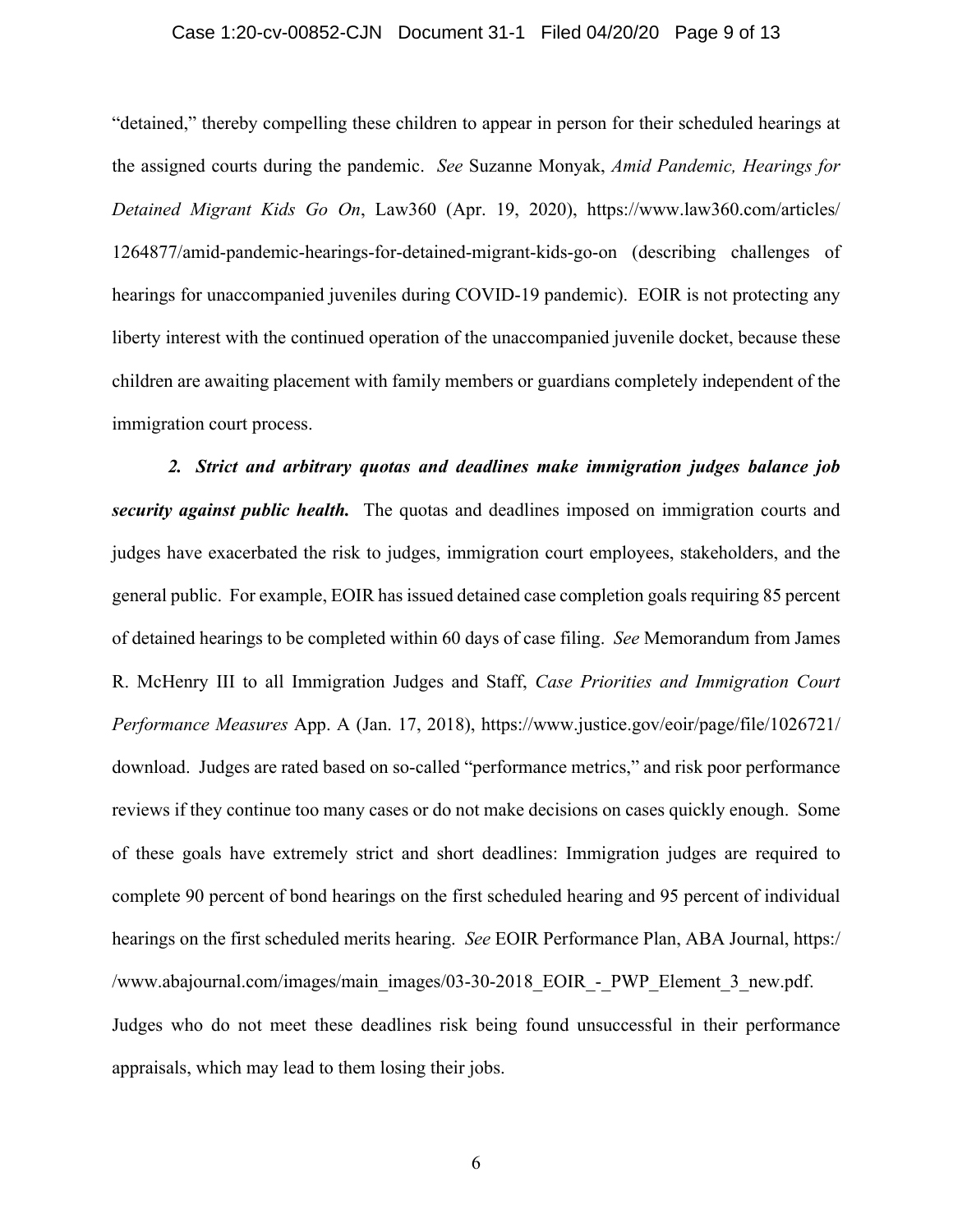"detained," thereby compelling these children to appear in person for their scheduled hearings at the assigned courts during the pandemic. *See* Suzanne Monyak, *Amid Pandemic, Hearings for Detained Migrant Kids Go On*, Law360 (Apr. 19, 2020), https://www.law360.com/articles/1264877/amid-pandemic-hearings-for-detained-migrant-kids-go-on (describing challenges of hearings for unaccompanied juveniles during COVID-19 pandemic). EOIR is not protecting any liberty interest with the continued operation of the unaccompanied juvenile docket, because these children are awaiting placement with family members or guardians completely independent of the immigration court process.

***2. Strict and arbitrary quotas and deadlines make immigration judges balance job security against public health.*** The quotas and deadlines imposed on immigration courts and judges have exacerbated the risk to judges, immigration court employees, stakeholders, and the general public. For example, EOIR has issued detained case completion goals requiring 85 percent of detained hearings to be completed within 60 days of case filing. *See* Memorandum from James R. McHenry III to all Immigration Judges and Staff, *Case Priorities and Immigration Court Performance Measures* App. A (Jan. 17, 2018), https://www.justice.gov/eoir/page/file/1026721/download. Judges are rated based on so-called "performance metrics," and risk poor performance reviews if they continue too many cases or do not make decisions on cases quickly enough. Some of these goals have extremely strict and short deadlines: Immigration judges are required to complete 90 percent of bond hearings on the first scheduled hearing and 95 percent of individual hearings on the first scheduled merits hearing. *See* EOIR Performance Plan, ABA Journal, https://www.abajournal.com/images/main_images/03-30-2018_EOIR_-_PWP_Element_3_new.pdf. Judges who do not meet these deadlines risk being found unsuccessful in their performance appraisals, which may lead to them losing their jobs.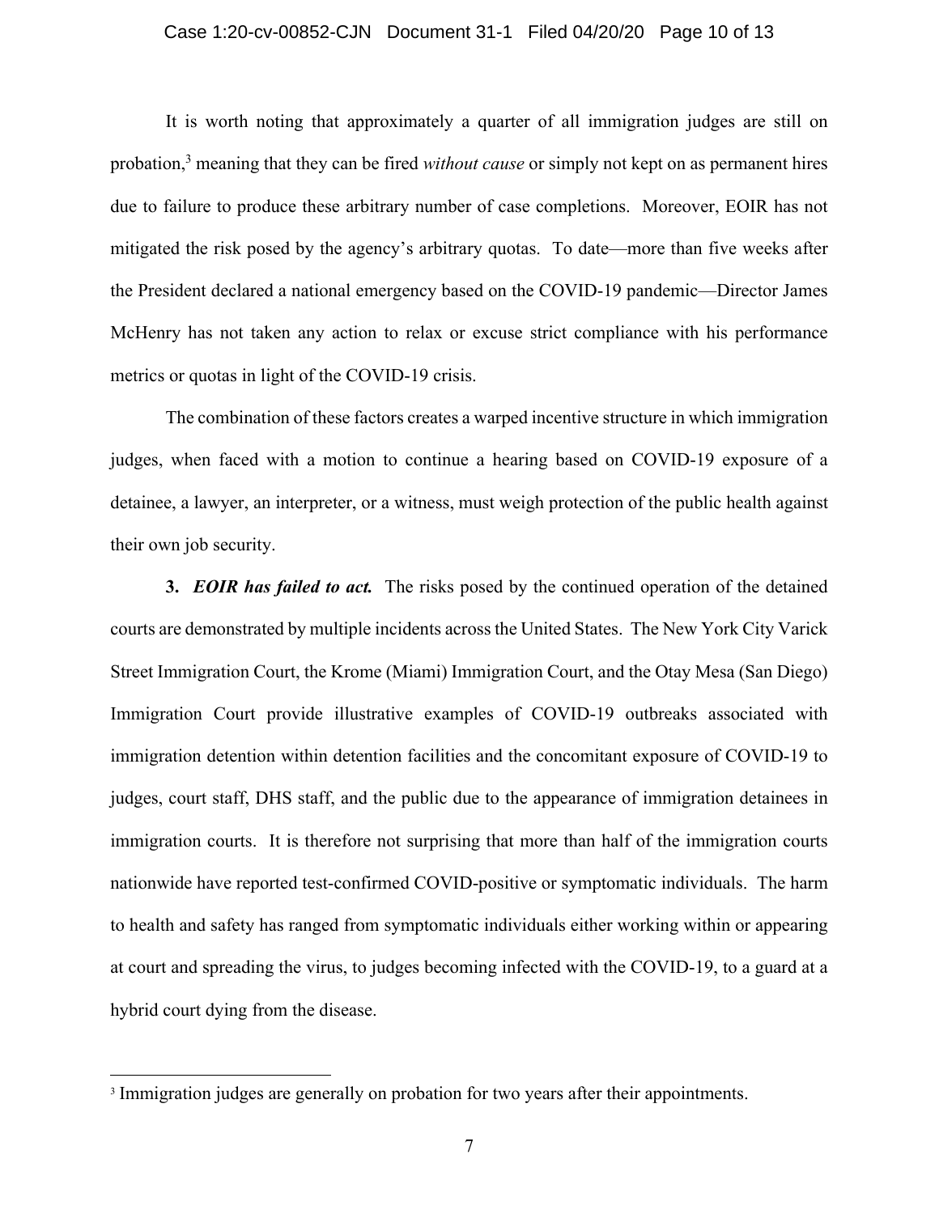It is worth noting that approximately a quarter of all immigration judges are still on probation,[3] meaning that they can be fired *without cause* or simply not kept on as permanent hires due to failure to produce these arbitrary number of case completions. Moreover, EOIR has not mitigated the risk posed by the agency's arbitrary quotas. To date—more than five weeks after the President declared a national emergency based on the COVID-19 pandemic—Director James McHenry has not taken any action to relax or excuse strict compliance with his performance metrics or quotas in light of the COVID-19 crisis.

The combination of these factors creates a warped incentive structure in which immigration judges, when faced with a motion to continue a hearing based on COVID-19 exposure of a detainee, a lawyer, an interpreter, or a witness, must weigh protection of the public health against their own job security.

**3.** ***EOIR has failed to act.*** The risks posed by the continued operation of the detained courts are demonstrated by multiple incidents across the United States. The New York City Varick Street Immigration Court, the Krome (Miami) Immigration Court, and the Otay Mesa (San Diego) Immigration Court provide illustrative examples of COVID-19 outbreaks associated with immigration detention within detention facilities and the concomitant exposure of COVID-19 to judges, court staff, DHS staff, and the public due to the appearance of immigration detainees in immigration courts. It is therefore not surprising that more than half of the immigration courts nationwide have reported test-confirmed COVID-positive or symptomatic individuals. The harm to health and safety has ranged from symptomatic individuals either working within or appearing at court and spreading the virus, to judges becoming infected with the COVID-19, to a guard at a hybrid court dying from the disease.

---

[3] Immigration judges are generally on probation for two years after their appointments.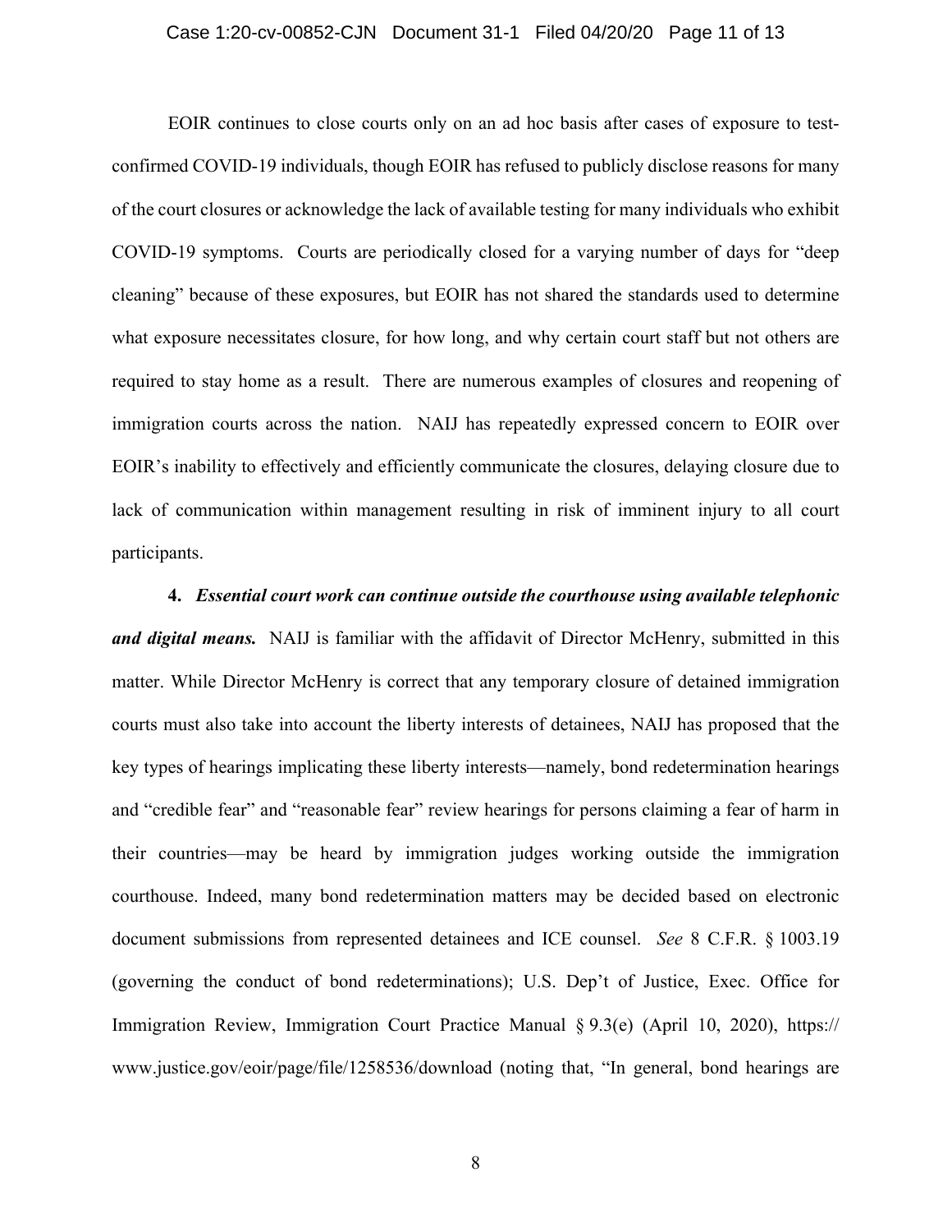EOIR continues to close courts only on an ad hoc basis after cases of exposure to test-confirmed COVID-19 individuals, though EOIR has refused to publicly disclose reasons for many of the court closures or acknowledge the lack of available testing for many individuals who exhibit COVID-19 symptoms. Courts are periodically closed for a varying number of days for "deep cleaning" because of these exposures, but EOIR has not shared the standards used to determine what exposure necessitates closure, for how long, and why certain court staff but not others are required to stay home as a result. There are numerous examples of closures and reopening of immigration courts across the nation. NAIJ has repeatedly expressed concern to EOIR over EOIR's inability to effectively and efficiently communicate the closures, delaying closure due to lack of communication within management resulting in risk of imminent injury to all court participants.

**4.** ***Essential court work can continue outside the courthouse using available telephonic and digital means.*** NAIJ is familiar with the affidavit of Director McHenry, submitted in this matter. While Director McHenry is correct that any temporary closure of detained immigration courts must also take into account the liberty interests of detainees, NAIJ has proposed that the key types of hearings implicating these liberty interests—namely, bond redetermination hearings and "credible fear" and "reasonable fear" review hearings for persons claiming a fear of harm in their countries—may be heard by immigration judges working outside the immigration courthouse. Indeed, many bond redetermination matters may be decided based on electronic document submissions from represented detainees and ICE counsel. *See* 8 C.F.R. § 1003.19 (governing the conduct of bond redeterminations); U.S. Dep't of Justice, Exec. Office for Immigration Review, Immigration Court Practice Manual § 9.3(e) (April 10, 2020), https://www.justice.gov/eoir/page/file/1258536/download (noting that, "In general, bond hearings are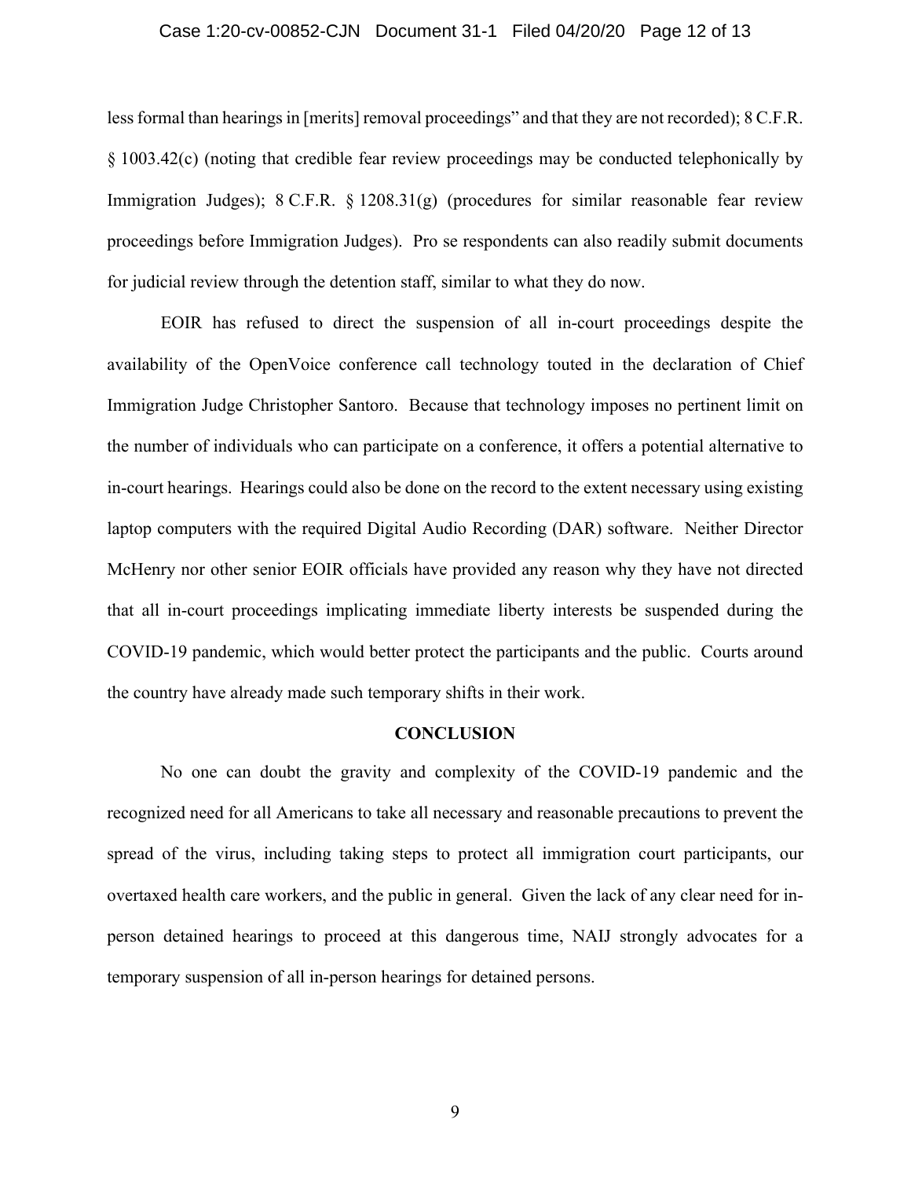less formal than hearings in [merits] removal proceedings" and that they are not recorded); 8 C.F.R. § 1003.42(c) (noting that credible fear review proceedings may be conducted telephonically by Immigration Judges); 8 C.F.R. § 1208.31(g) (procedures for similar reasonable fear review proceedings before Immigration Judges). Pro se respondents can also readily submit documents for judicial review through the detention staff, similar to what they do now.

EOIR has refused to direct the suspension of all in-court proceedings despite the availability of the OpenVoice conference call technology touted in the declaration of Chief Immigration Judge Christopher Santoro. Because that technology imposes no pertinent limit on the number of individuals who can participate on a conference, it offers a potential alternative to in-court hearings. Hearings could also be done on the record to the extent necessary using existing laptop computers with the required Digital Audio Recording (DAR) software. Neither Director McHenry nor other senior EOIR officials have provided any reason why they have not directed that all in-court proceedings implicating immediate liberty interests be suspended during the COVID-19 pandemic, which would better protect the participants and the public. Courts around the country have already made such temporary shifts in their work.

## CONCLUSION

No one can doubt the gravity and complexity of the COVID-19 pandemic and the recognized need for all Americans to take all necessary and reasonable precautions to prevent the spread of the virus, including taking steps to protect all immigration court participants, our overtaxed health care workers, and the public in general. Given the lack of any clear need for in-person detained hearings to proceed at this dangerous time, NAIJ strongly advocates for a temporary suspension of all in-person hearings for detained persons.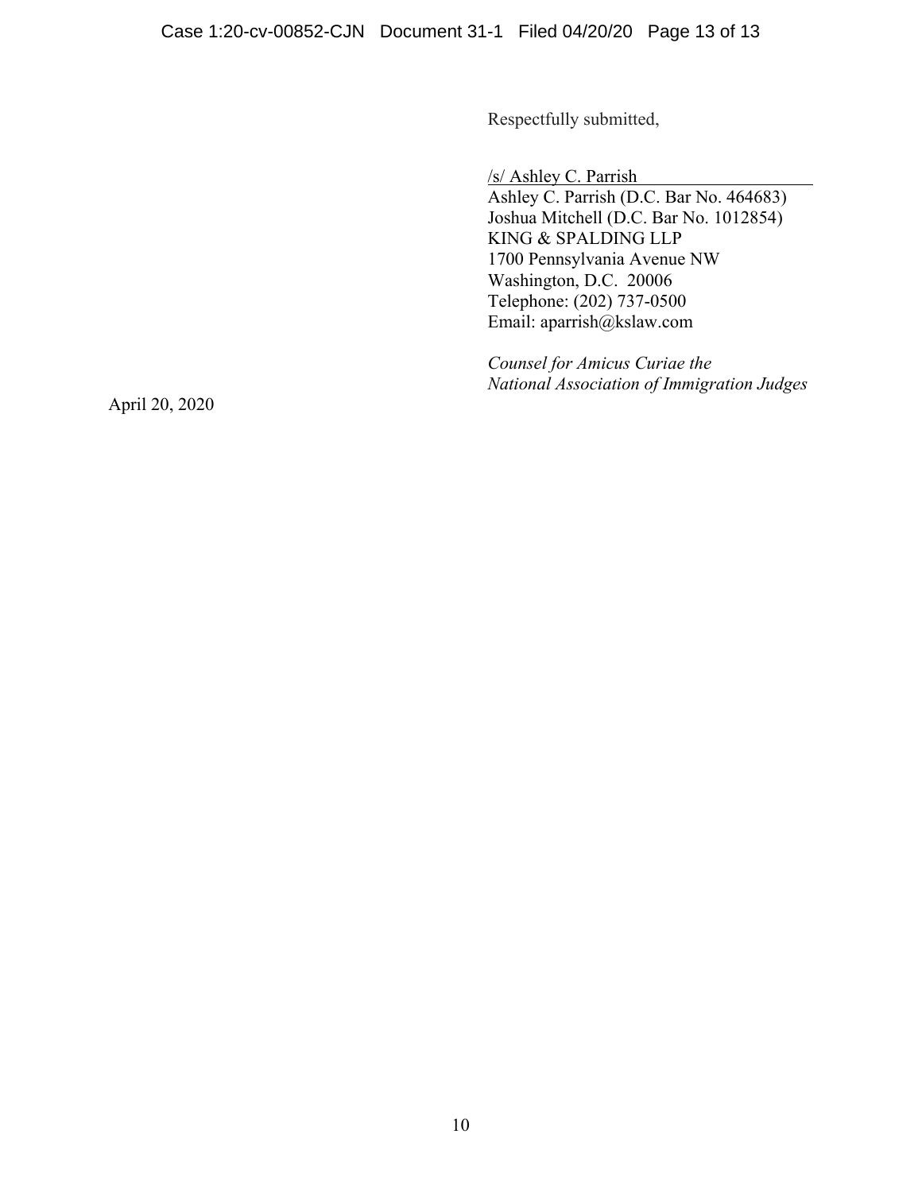Respectfully submitted,

/s/ Ashley C. Parrish

Ashley C. Parrish (D.C. Bar No. 464683)
Joshua Mitchell (D.C. Bar No. 1012854)
KING & SPALDING LLP
1700 Pennsylvania Avenue NW
Washington, D.C. 20006
Telephone: (202) 737-0500
Email: aparrish@kslaw.com

*Counsel for Amicus Curiae the National Association of Immigration Judges*

April 20, 2020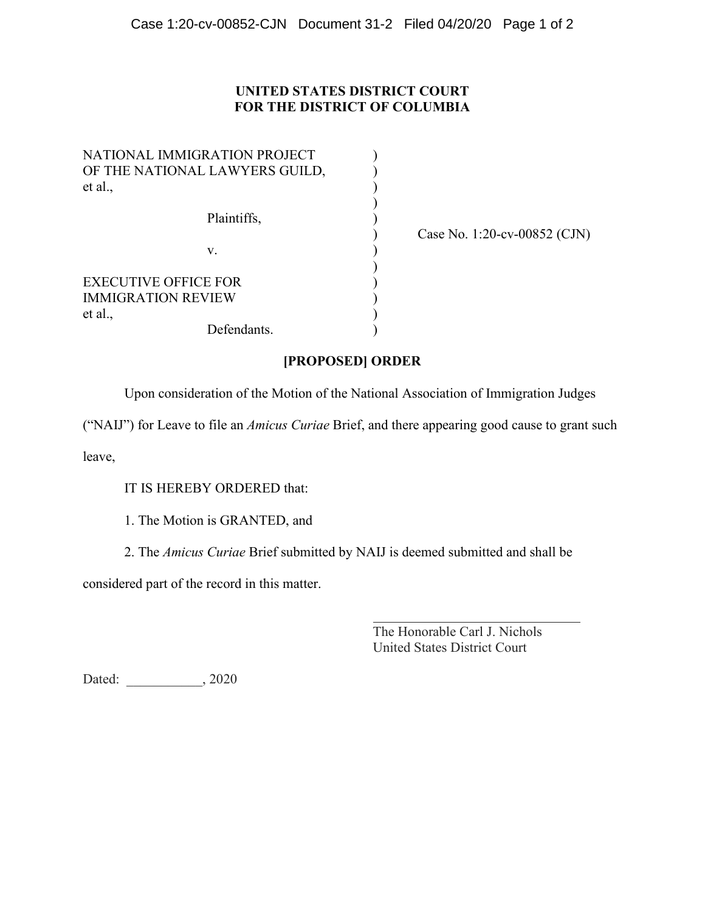**UNITED STATES DISTRICT COURT**
**FOR THE DISTRICT OF COLUMBIA**

| | | |
|---|---|---|
| NATIONAL IMMIGRATION PROJECT OF THE NATIONAL LAWYERS GUILD, et al., | ) | |
| Plaintiffs, | ) | Case No. 1:20-cv-00852 (CJN) |
| v. | ) | |
| EXECUTIVE OFFICE FOR IMMIGRATION REVIEW et al., | ) | |
| Defendants. | ) | |

**[PROPOSED] ORDER**

Upon consideration of the Motion of the National Association of Immigration Judges ("NAIJ") for Leave to file an *Amicus Curiae* Brief, and there appearing good cause to grant such leave,

IT IS HEREBY ORDERED that:

1. The Motion is GRANTED, and

2. The *Amicus Curiae* Brief submitted by NAIJ is deemed submitted and shall be considered part of the record in this matter.

\_\_\_\_\_\_\_\_\_\_\_\_\_\_\_\_\_\_\_\_\_\_\_\_\_\_\_\_\_\_\_\_
The Honorable Carl J. Nichols
United States District Court

Dated: \_\_\_\_\_\_\_\_\_\_\_, 2020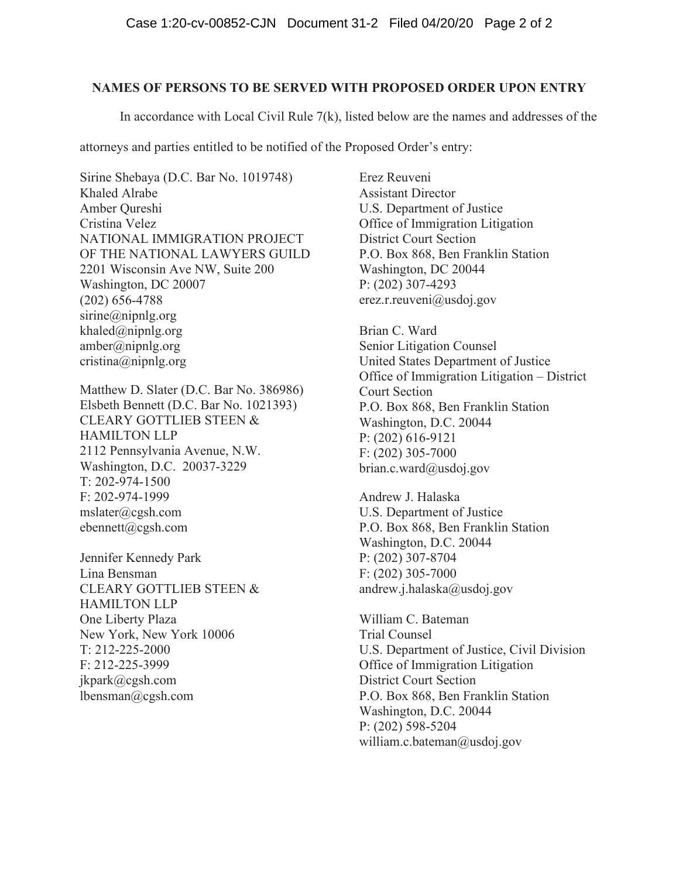**NAMES OF PERSONS TO BE SERVED WITH PROPOSED ORDER UPON ENTRY**

In accordance with Local Civil Rule 7(k), listed below are the names and addresses of the attorneys and parties entitled to be notified of the Proposed Order's entry:

Sirine Shebaya (D.C. Bar No. 1019748)
Khaled Alrabe
Amber Qureshi
Cristina Velez
NATIONAL IMMIGRATION PROJECT OF THE NATIONAL LAWYERS GUILD
2201 Wisconsin Ave NW, Suite 200
Washington, DC 20007
(202) 656-4788
sirine@nipnlg.org
khaled@nipnlg.org
amber@nipnlg.org
cristina@nipnlg.org

Matthew D. Slater (D.C. Bar No. 386986)
Elsbeth Bennett (D.C. Bar No. 1021393)
CLEARY GOTTLIEB STEEN & HAMILTON LLP
2112 Pennsylvania Avenue, N.W.
Washington, D.C. 20037-3229
T: 202-974-1500
F: 202-974-1999
mslater@cgsh.com
ebennett@cgsh.com

Jennifer Kennedy Park
Lina Bensman
CLEARY GOTTLIEB STEEN & HAMILTON LLP
One Liberty Plaza
New York, New York 10006
T: 212-225-2000
F: 212-225-3999
jkpark@cgsh.com
lbensman@cgsh.com

Erez Reuveni
Assistant Director
U.S. Department of Justice
Office of Immigration Litigation
District Court Section
P.O. Box 868, Ben Franklin Station
Washington, DC 20044
P: (202) 307-4293
erez.r.reuveni@usdoj.gov

Brian C. Ward
Senior Litigation Counsel
United States Department of Justice
Office of Immigration Litigation – District Court Section
P.O. Box 868, Ben Franklin Station
Washington, D.C. 20044
P: (202) 616-9121
F: (202) 305-7000
brian.c.ward@usdoj.gov

Andrew J. Halaska
U.S. Department of Justice
P.O. Box 868, Ben Franklin Station
Washington, D.C. 20044
P: (202) 307-8704
F: (202) 305-7000
andrew.j.halaska@usdoj.gov

William C. Bateman
Trial Counsel
U.S. Department of Justice, Civil Division
Office of Immigration Litigation
District Court Section
P.O. Box 868, Ben Franklin Station
Washington, D.C. 20044
P: (202) 598-5204
william.c.bateman@usdoj.gov